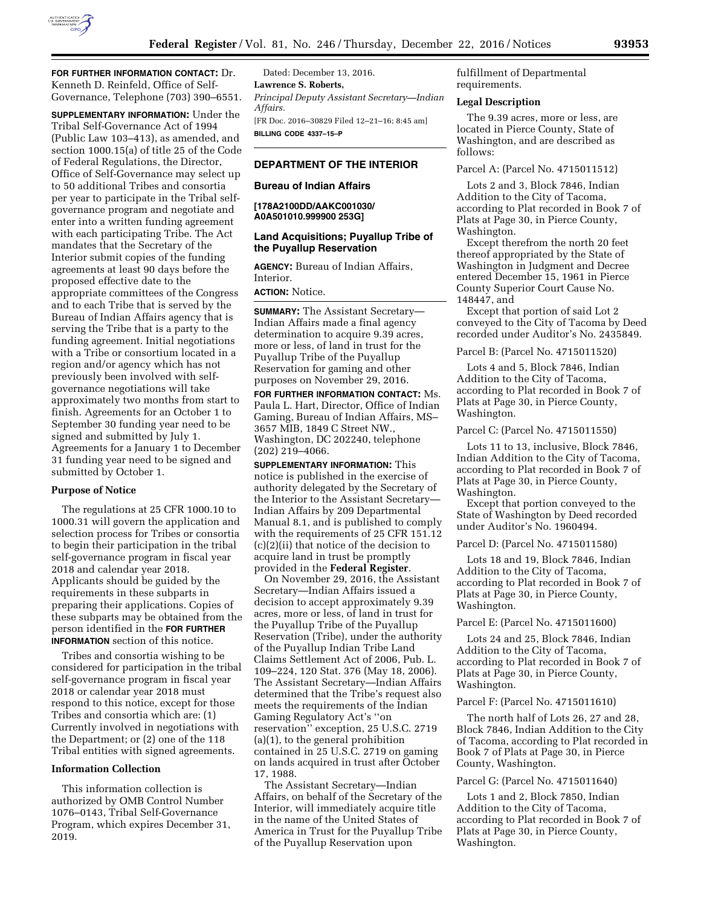**FOR FURTHER INFORMATION CONTACT:** Dr. Kenneth D. Reinfeld, Office of Self-Governance, Telephone (703) 390–6551.

**SUPPLEMENTARY INFORMATION:** Under the Tribal Self-Governance Act of 1994 (Public Law 103–413), as amended, and section 1000.15(a) of title 25 of the Code of Federal Regulations, the Director, Office of Self-Governance may select up to 50 additional Tribes and consortia per year to participate in the Tribal self-governance program and negotiate and enter into a written funding agreement with each participating Tribe. The Act mandates that the Secretary of the Interior submit copies of the funding agreements at least 90 days before the proposed effective date to the appropriate committees of the Congress and to each Tribe that is served by the Bureau of Indian Affairs agency that is serving the Tribe that is a party to the funding agreement. Initial negotiations with a Tribe or consortium located in a region and/or agency which has not previously been involved with self-governance negotiations will take approximately two months from start to finish. Agreements for an October 1 to September 30 funding year need to be signed and submitted by July 1. Agreements for a January 1 to December 31 funding year need to be signed and submitted by October 1.

## Purpose of Notice

The regulations at 25 CFR 1000.10 to 1000.31 will govern the application and selection process for Tribes or consortia to begin their participation in the tribal self-governance program in fiscal year 2018 and calendar year 2018. Applicants should be guided by the requirements in these subparts in preparing their applications. Copies of these subparts may be obtained from the person identified in the **FOR FURTHER INFORMATION** section of this notice.

Tribes and consortia wishing to be considered for participation in the tribal self-governance program in fiscal year 2018 or calendar year 2018 must respond to this notice, except for those Tribes and consortia which are: (1) Currently involved in negotiations with the Department; or (2) one of the 118 Tribal entities with signed agreements.

## Information Collection

This information collection is authorized by OMB Control Number 1076–0143, Tribal Self-Governance Program, which expires December 31, 2019.

Dated: December 13, 2016.

**Lawrence S. Roberts,**

*Principal Deputy Assistant Secretary—Indian Affairs.*

[FR Doc. 2016–30829 Filed 12–21–16; 8:45 am]

**BILLING CODE 4337–15–P**

---

# DEPARTMENT OF THE INTERIOR

## Bureau of Indian Affairs

**[178A2100DD/AAKC001030/A0A501010.999900 253G]**

## Land Acquisitions; Puyallup Tribe of the Puyallup Reservation

**AGENCY:** Bureau of Indian Affairs, Interior.

**ACTION:** Notice.

**SUMMARY:** The Assistant Secretary—Indian Affairs made a final agency determination to acquire 9.39 acres, more or less, of land in trust for the Puyallup Tribe of the Puyallup Reservation for gaming and other purposes on November 29, 2016.

**FOR FURTHER INFORMATION CONTACT:** Ms. Paula L. Hart, Director, Office of Indian Gaming, Bureau of Indian Affairs, MS–3657 MIB, 1849 C Street NW., Washington, DC 202240, telephone (202) 219–4066.

**SUPPLEMENTARY INFORMATION:** This notice is published in the exercise of authority delegated by the Secretary of the Interior to the Assistant Secretary—Indian Affairs by 209 Departmental Manual 8.1, and is published to comply with the requirements of 25 CFR 151.12 (c)(2)(ii) that notice of the decision to acquire land in trust be promptly provided in the **Federal Register**.

On November 29, 2016, the Assistant Secretary—Indian Affairs issued a decision to accept approximately 9.39 acres, more or less, of land in trust for the Puyallup Tribe of the Puyallup Reservation (Tribe), under the authority of the Puyallup Indian Tribe Land Claims Settlement Act of 2006, Pub. L. 109–224, 120 Stat. 376 (May 18, 2006). The Assistant Secretary—Indian Affairs determined that the Tribe's request also meets the requirements of the Indian Gaming Regulatory Act's ''on reservation'' exception, 25 U.S.C. 2719 (a)(1), to the general prohibition contained in 25 U.S.C. 2719 on gaming on lands acquired in trust after October 17, 1988.

The Assistant Secretary—Indian Affairs, on behalf of the Secretary of the Interior, will immediately acquire title in the name of the United States of America in Trust for the Puyallup Tribe of the Puyallup Reservation upon fulfillment of Departmental requirements.

### Legal Description

The 9.39 acres, more or less, are located in Pierce County, State of Washington, and are described as follows:

Parcel A: (Parcel No. 4715011512)

Lots 2 and 3, Block 7846, Indian Addition to the City of Tacoma, according to Plat recorded in Book 7 of Plats at Page 30, in Pierce County, Washington.

Except therefrom the north 20 feet thereof appropriated by the State of Washington in Judgment and Decree entered December 15, 1961 in Pierce County Superior Court Cause No. 148447, and

Except that portion of said Lot 2 conveyed to the City of Tacoma by Deed recorded under Auditor's No. 2435849.

Parcel B: (Parcel No. 4715011520)

Lots 4 and 5, Block 7846, Indian Addition to the City of Tacoma, according to Plat recorded in Book 7 of Plats at Page 30, in Pierce County, Washington.

Parcel C: (Parcel No. 4715011550)

Lots 11 to 13, inclusive, Block 7846, Indian Addition to the City of Tacoma, according to Plat recorded in Book 7 of Plats at Page 30, in Pierce County, Washington.

Except that portion conveyed to the State of Washington by Deed recorded under Auditor's No. 1960494.

Parcel D: (Parcel No. 4715011580)

Lots 18 and 19, Block 7846, Indian Addition to the City of Tacoma, according to Plat recorded in Book 7 of Plats at Page 30, in Pierce County, Washington.

Parcel E: (Parcel No. 4715011600)

Lots 24 and 25, Block 7846, Indian Addition to the City of Tacoma, according to Plat recorded in Book 7 of Plats at Page 30, in Pierce County, Washington.

Parcel F: (Parcel No. 4715011610)

The north half of Lots 26, 27 and 28, Block 7846, Indian Addition to the City of Tacoma, according to Plat recorded in Book 7 of Plats at Page 30, in Pierce County, Washington.

Parcel G: (Parcel No. 4715011640)

Lots 1 and 2, Block 7850, Indian Addition to the City of Tacoma, according to Plat recorded in Book 7 of Plats at Page 30, in Pierce County, Washington.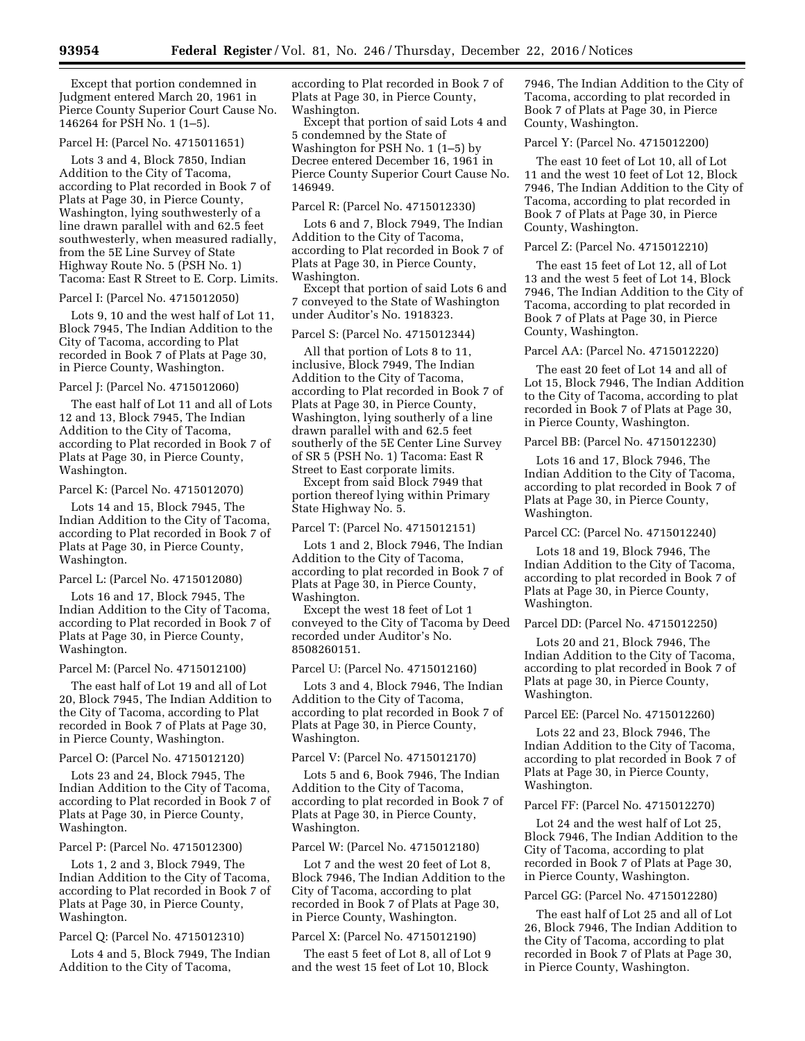Except that portion condemned in Judgment entered March 20, 1961 in Pierce County Superior Court Cause No. 146264 for PSH No. 1 (1–5).

Parcel H: (Parcel No. 4715011651)

Lots 3 and 4, Block 7850, Indian Addition to the City of Tacoma, according to Plat recorded in Book 7 of Plats at Page 30, in Pierce County, Washington, lying southwesterly of a line drawn parallel with and 62.5 feet southwesterly, when measured radially, from the 5E Line Survey of State Highway Route No. 5 (PSH No. 1) Tacoma: East R Street to E. Corp. Limits.

Parcel I: (Parcel No. 4715012050)

Lots 9, 10 and the west half of Lot 11, Block 7945, The Indian Addition to the City of Tacoma, according to Plat recorded in Book 7 of Plats at Page 30, in Pierce County, Washington.

Parcel J: (Parcel No. 4715012060)

The east half of Lot 11 and all of Lots 12 and 13, Block 7945, The Indian Addition to the City of Tacoma, according to Plat recorded in Book 7 of Plats at Page 30, in Pierce County, Washington.

Parcel K: (Parcel No. 4715012070)

Lots 14 and 15, Block 7945, The Indian Addition to the City of Tacoma, according to Plat recorded in Book 7 of Plats at Page 30, in Pierce County, Washington.

Parcel L: (Parcel No. 4715012080)

Lots 16 and 17, Block 7945, The Indian Addition to the City of Tacoma, according to Plat recorded in Book 7 of Plats at Page 30, in Pierce County, Washington.

Parcel M: (Parcel No. 4715012100)

The east half of Lot 19 and all of Lot 20, Block 7945, The Indian Addition to the City of Tacoma, according to Plat recorded in Book 7 of Plats at Page 30, in Pierce County, Washington.

Parcel O: (Parcel No. 4715012120)

Lots 23 and 24, Block 7945, The Indian Addition to the City of Tacoma, according to Plat recorded in Book 7 of Plats at Page 30, in Pierce County, Washington.

Parcel P: (Parcel No. 4715012300)

Lots 1, 2 and 3, Block 7949, The Indian Addition to the City of Tacoma, according to Plat recorded in Book 7 of Plats at Page 30, in Pierce County, Washington.

Parcel Q: (Parcel No. 4715012310)

Lots 4 and 5, Block 7949, The Indian Addition to the City of Tacoma, according to Plat recorded in Book 7 of Plats at Page 30, in Pierce County, Washington.

Except that portion of said Lots 4 and 5 condemned by the State of Washington for PSH No. 1 (1–5) by Decree entered December 16, 1961 in Pierce County Superior Court Cause No. 146949.

Parcel R: (Parcel No. 4715012330)

Lots 6 and 7, Block 7949, The Indian Addition to the City of Tacoma, according to Plat recorded in Book 7 of Plats at Page 30, in Pierce County, Washington.

Except that portion of said Lots 6 and 7 conveyed to the State of Washington under Auditor's No. 1918323.

Parcel S: (Parcel No. 4715012344)

All that portion of Lots 8 to 11, inclusive, Block 7949, The Indian Addition to the City of Tacoma, according to Plat recorded in Book 7 of Plats at Page 30, in Pierce County, Washington, lying southerly of a line drawn parallel with and 62.5 feet southerly of the 5E Center Line Survey of SR 5 (PSH No. 1) Tacoma: East R Street to East corporate limits.

Except from said Block 7949 that portion thereof lying within Primary State Highway No. 5.

Parcel T: (Parcel No. 4715012151)

Lots 1 and 2, Block 7946, The Indian Addition to the City of Tacoma, according to plat recorded in Book 7 of Plats at Page 30, in Pierce County, Washington.

Except the west 18 feet of Lot 1 conveyed to the City of Tacoma by Deed recorded under Auditor's No. 8508260151.

Parcel U: (Parcel No. 4715012160)

Lots 3 and 4, Block 7946, The Indian Addition to the City of Tacoma, according to plat recorded in Book 7 of Plats at Page 30, in Pierce County, Washington.

Parcel V: (Parcel No. 4715012170)

Lots 5 and 6, Book 7946, The Indian Addition to the City of Tacoma, according to plat recorded in Book 7 of Plats at Page 30, in Pierce County, Washington.

Parcel W: (Parcel No. 4715012180)

Lot 7 and the west 20 feet of Lot 8, Block 7946, The Indian Addition to the City of Tacoma, according to plat recorded in Book 7 of Plats at Page 30, in Pierce County, Washington.

Parcel X: (Parcel No. 4715012190)

The east 5 feet of Lot 8, all of Lot 9 and the west 15 feet of Lot 10, Block 7946, The Indian Addition to the City of Tacoma, according to plat recorded in Book 7 of Plats at Page 30, in Pierce County, Washington.

Parcel Y: (Parcel No. 4715012200)

The east 10 feet of Lot 10, all of Lot 11 and the west 10 feet of Lot 12, Block 7946, The Indian Addition to the City of Tacoma, according to plat recorded in Book 7 of Plats at Page 30, in Pierce County, Washington.

Parcel Z: (Parcel No. 4715012210)

The east 15 feet of Lot 12, all of Lot 13 and the west 5 feet of Lot 14, Block 7946, The Indian Addition to the City of Tacoma, according to plat recorded in Book 7 of Plats at Page 30, in Pierce County, Washington.

Parcel AA: (Parcel No. 4715012220)

The east 20 feet of Lot 14 and all of Lot 15, Block 7946, The Indian Addition to the City of Tacoma, according to plat recorded in Book 7 of Plats at Page 30, in Pierce County, Washington.

Parcel BB: (Parcel No. 4715012230)

Lots 16 and 17, Block 7946, The Indian Addition to the City of Tacoma, according to plat recorded in Book 7 of Plats at Page 30, in Pierce County, Washington.

Parcel CC: (Parcel No. 4715012240)

Lots 18 and 19, Block 7946, The Indian Addition to the City of Tacoma, according to plat recorded in Book 7 of Plats at Page 30, in Pierce County, Washington.

Parcel DD: (Parcel No. 4715012250)

Lots 20 and 21, Block 7946, The Indian Addition to the City of Tacoma, according to plat recorded in Book 7 of Plats at page 30, in Pierce County, Washington.

Parcel EE: (Parcel No. 4715012260)

Lots 22 and 23, Block 7946, The Indian Addition to the City of Tacoma, according to plat recorded in Book 7 of Plats at Page 30, in Pierce County, Washington.

Parcel FF: (Parcel No. 4715012270)

Lot 24 and the west half of Lot 25, Block 7946, The Indian Addition to the City of Tacoma, according to plat recorded in Book 7 of Plats at Page 30, in Pierce County, Washington.

Parcel GG: (Parcel No. 4715012280)

The east half of Lot 25 and all of Lot 26, Block 7946, The Indian Addition to the City of Tacoma, according to plat recorded in Book 7 of Plats at Page 30, in Pierce County, Washington.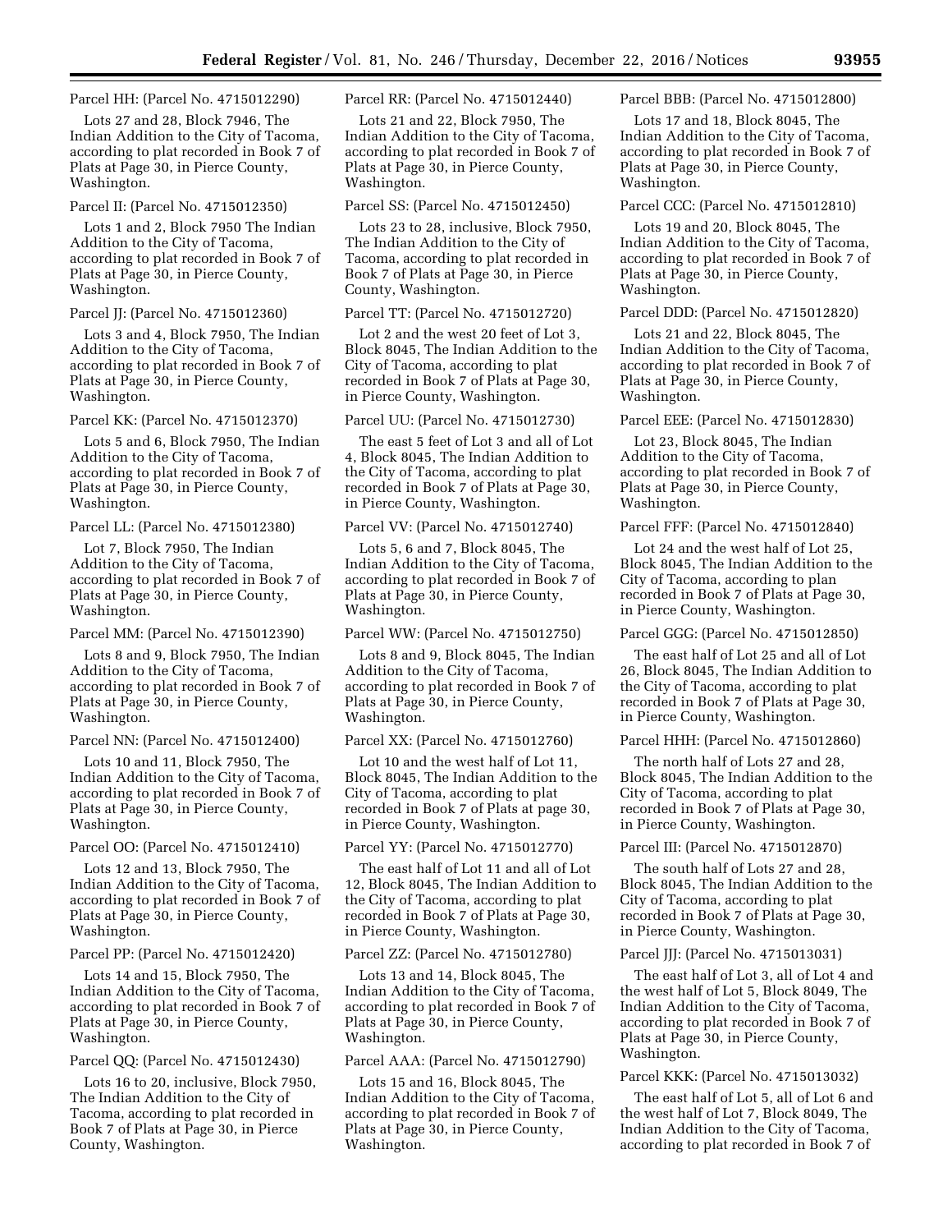Parcel HH: (Parcel No. 4715012290)

Lots 27 and 28, Block 7946, The Indian Addition to the City of Tacoma, according to plat recorded in Book 7 of Plats at Page 30, in Pierce County, Washington.

Parcel II: (Parcel No. 4715012350)

Lots 1 and 2, Block 7950 The Indian Addition to the City of Tacoma, according to plat recorded in Book 7 of Plats at Page 30, in Pierce County, Washington.

Parcel JJ: (Parcel No. 4715012360)

Lots 3 and 4, Block 7950, The Indian Addition to the City of Tacoma, according to plat recorded in Book 7 of Plats at Page 30, in Pierce County, Washington.

Parcel KK: (Parcel No. 4715012370)

Lots 5 and 6, Block 7950, The Indian Addition to the City of Tacoma, according to plat recorded in Book 7 of Plats at Page 30, in Pierce County, Washington.

Parcel LL: (Parcel No. 4715012380)

Lot 7, Block 7950, The Indian Addition to the City of Tacoma, according to plat recorded in Book 7 of Plats at Page 30, in Pierce County, Washington.

Parcel MM: (Parcel No. 4715012390)

Lots 8 and 9, Block 7950, The Indian Addition to the City of Tacoma, according to plat recorded in Book 7 of Plats at Page 30, in Pierce County, Washington.

Parcel NN: (Parcel No. 4715012400)

Lots 10 and 11, Block 7950, The Indian Addition to the City of Tacoma, according to plat recorded in Book 7 of Plats at Page 30, in Pierce County, Washington.

Parcel OO: (Parcel No. 4715012410)

Lots 12 and 13, Block 7950, The Indian Addition to the City of Tacoma, according to plat recorded in Book 7 of Plats at Page 30, in Pierce County, Washington.

Parcel PP: (Parcel No. 4715012420)

Lots 14 and 15, Block 7950, The Indian Addition to the City of Tacoma, according to plat recorded in Book 7 of Plats at Page 30, in Pierce County, Washington.

Parcel QQ: (Parcel No. 4715012430)

Lots 16 to 20, inclusive, Block 7950, The Indian Addition to the City of Tacoma, according to plat recorded in Book 7 of Plats at Page 30, in Pierce County, Washington.

Parcel RR: (Parcel No. 4715012440)

Lots 21 and 22, Block 7950, The Indian Addition to the City of Tacoma, according to plat recorded in Book 7 of Plats at Page 30, in Pierce County, Washington.

Parcel SS: (Parcel No. 4715012450)

Lots 23 to 28, inclusive, Block 7950, The Indian Addition to the City of Tacoma, according to plat recorded in Book 7 of Plats at Page 30, in Pierce County, Washington.

Parcel TT: (Parcel No. 4715012720)

Lot 2 and the west 20 feet of Lot 3, Block 8045, The Indian Addition to the City of Tacoma, according to plat recorded in Book 7 of Plats at Page 30, in Pierce County, Washington.

Parcel UU: (Parcel No. 4715012730)

The east 5 feet of Lot 3 and all of Lot 4, Block 8045, The Indian Addition to the City of Tacoma, according to plat recorded in Book 7 of Plats at Page 30, in Pierce County, Washington.

Parcel VV: (Parcel No. 4715012740)

Lots 5, 6 and 7, Block 8045, The Indian Addition to the City of Tacoma, according to plat recorded in Book 7 of Plats at Page 30, in Pierce County, Washington.

Parcel WW: (Parcel No. 4715012750)

Lots 8 and 9, Block 8045, The Indian Addition to the City of Tacoma, according to plat recorded in Book 7 of Plats at Page 30, in Pierce County, Washington.

Parcel XX: (Parcel No. 4715012760)

Lot 10 and the west half of Lot 11, Block 8045, The Indian Addition to the City of Tacoma, according to plat recorded in Book 7 of Plats at page 30, in Pierce County, Washington.

Parcel YY: (Parcel No. 4715012770)

The east half of Lot 11 and all of Lot 12, Block 8045, The Indian Addition to the City of Tacoma, according to plat recorded in Book 7 of Plats at Page 30, in Pierce County, Washington.

Parcel ZZ: (Parcel No. 4715012780)

Lots 13 and 14, Block 8045, The Indian Addition to the City of Tacoma, according to plat recorded in Book 7 of Plats at Page 30, in Pierce County, Washington.

Parcel AAA: (Parcel No. 4715012790)

Lots 15 and 16, Block 8045, The Indian Addition to the City of Tacoma, according to plat recorded in Book 7 of Plats at Page 30, in Pierce County, Washington.

Parcel BBB: (Parcel No. 4715012800)

Lots 17 and 18, Block 8045, The Indian Addition to the City of Tacoma, according to plat recorded in Book 7 of Plats at Page 30, in Pierce County, Washington.

Parcel CCC: (Parcel No. 4715012810)

Lots 19 and 20, Block 8045, The Indian Addition to the City of Tacoma, according to plat recorded in Book 7 of Plats at Page 30, in Pierce County, Washington.

Parcel DDD: (Parcel No. 4715012820)

Lots 21 and 22, Block 8045, The Indian Addition to the City of Tacoma, according to plat recorded in Book 7 of Plats at Page 30, in Pierce County, Washington.

Parcel EEE: (Parcel No. 4715012830)

Lot 23, Block 8045, The Indian Addition to the City of Tacoma, according to plat recorded in Book 7 of Plats at Page 30, in Pierce County, Washington.

Parcel FFF: (Parcel No. 4715012840)

Lot 24 and the west half of Lot 25, Block 8045, The Indian Addition to the City of Tacoma, according to plan recorded in Book 7 of Plats at Page 30, in Pierce County, Washington.

Parcel GGG: (Parcel No. 4715012850)

The east half of Lot 25 and all of Lot 26, Block 8045, The Indian Addition to the City of Tacoma, according to plat recorded in Book 7 of Plats at Page 30, in Pierce County, Washington.

Parcel HHH: (Parcel No. 4715012860)

The north half of Lots 27 and 28, Block 8045, The Indian Addition to the City of Tacoma, according to plat recorded in Book 7 of Plats at Page 30, in Pierce County, Washington.

Parcel III: (Parcel No. 4715012870)

The south half of Lots 27 and 28, Block 8045, The Indian Addition to the City of Tacoma, according to plat recorded in Book 7 of Plats at Page 30, in Pierce County, Washington.

Parcel JJJ: (Parcel No. 4715013031)

The east half of Lot 3, all of Lot 4 and the west half of Lot 5, Block 8049, The Indian Addition to the City of Tacoma, according to plat recorded in Book 7 of Plats at Page 30, in Pierce County, Washington.

Parcel KKK: (Parcel No. 4715013032)

The east half of Lot 5, all of Lot 6 and the west half of Lot 7, Block 8049, The Indian Addition to the City of Tacoma, according to plat recorded in Book 7 of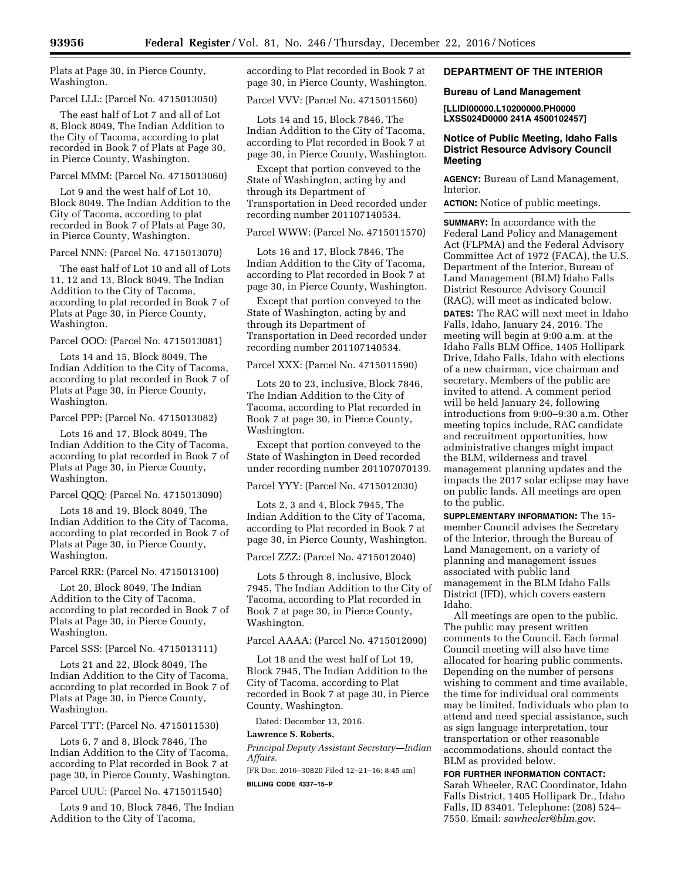Plats at Page 30, in Pierce County, Washington.

Parcel LLL: (Parcel No. 4715013050)

The east half of Lot 7 and all of Lot 8, Block 8049, The Indian Addition to the City of Tacoma, according to plat recorded in Book 7 of Plats at Page 30, in Pierce County, Washington.

Parcel MMM: (Parcel No. 4715013060)

Lot 9 and the west half of Lot 10, Block 8049, The Indian Addition to the City of Tacoma, according to plat recorded in Book 7 of Plats at Page 30, in Pierce County, Washington.

Parcel NNN: (Parcel No. 4715013070)

The east half of Lot 10 and all of Lots 11, 12 and 13, Block 8049, The Indian Addition to the City of Tacoma, according to plat recorded in Book 7 of Plats at Page 30, in Pierce County, Washington.

Parcel OOO: (Parcel No. 4715013081)

Lots 14 and 15, Block 8049, The Indian Addition to the City of Tacoma, according to plat recorded in Book 7 of Plats at Page 30, in Pierce County, Washington.

Parcel PPP: (Parcel No. 4715013082)

Lots 16 and 17, Block 8049, The Indian Addition to the City of Tacoma, according to plat recorded in Book 7 of Plats at Page 30, in Pierce County, Washington.

Parcel QQQ: (Parcel No. 4715013090)

Lots 18 and 19, Block 8049, The Indian Addition to the City of Tacoma, according to plat recorded in Book 7 of Plats at Page 30, in Pierce County, Washington.

Parcel RRR: (Parcel No. 4715013100)

Lot 20, Block 8049, The Indian Addition to the City of Tacoma, according to plat recorded in Book 7 of Plats at Page 30, in Pierce County, Washington.

Parcel SSS: (Parcel No. 4715013111)

Lots 21 and 22, Block 8049, The Indian Addition to the City of Tacoma, according to plat recorded in Book 7 of Plats at Page 30, in Pierce County, Washington.

Parcel TTT: (Parcel No. 4715011530)

Lots 6, 7 and 8, Block 7846, The Indian Addition to the City of Tacoma, according to Plat recorded in Book 7 at page 30, in Pierce County, Washington.

Parcel UUU: (Parcel No. 4715011540)

Lots 9 and 10, Block 7846, The Indian Addition to the City of Tacoma, according to Plat recorded in Book 7 at page 30, in Pierce County, Washington.

Parcel VVV: (Parcel No. 4715011560)

Lots 14 and 15, Block 7846, The Indian Addition to the City of Tacoma, according to Plat recorded in Book 7 at page 30, in Pierce County, Washington.

Except that portion conveyed to the State of Washington, acting by and through its Department of Transportation in Deed recorded under recording number 201107140534.

Parcel WWW: (Parcel No. 4715011570)

Lots 16 and 17, Block 7846, The Indian Addition to the City of Tacoma, according to Plat recorded in Book 7 at page 30, in Pierce County, Washington.

Except that portion conveyed to the State of Washington, acting by and through its Department of Transportation in Deed recorded under recording number 201107140534.

Parcel XXX: (Parcel No. 4715011590)

Lots 20 to 23, inclusive, Block 7846, The Indian Addition to the City of Tacoma, according to Plat recorded in Book 7 at page 30, in Pierce County, Washington.

Except that portion conveyed to the State of Washington in Deed recorded under recording number 201107070139.

Parcel YYY: (Parcel No. 4715012030)

Lots 2, 3 and 4, Block 7945, The Indian Addition to the City of Tacoma, according to Plat recorded in Book 7 at page 30, in Pierce County, Washington.

Parcel ZZZ: (Parcel No. 4715012040)

Lots 5 through 8, inclusive, Block 7945, The Indian Addition to the City of Tacoma, according to Plat recorded in Book 7 at page 30, in Pierce County, Washington.

Parcel AAAA: (Parcel No. 4715012090)

Lot 18 and the west half of Lot 19, Block 7945, The Indian Addition to the City of Tacoma, according to Plat recorded in Book 7 at page 30, in Pierce County, Washington.

Dated: December 13, 2016.

**Lawrence S. Roberts,**

*Principal Deputy Assistant Secretary—Indian Affairs.*

[FR Doc. 2016–30820 Filed 12–21–16; 8:45 am]

**BILLING CODE 4337–15–P**

## DEPARTMENT OF THE INTERIOR

### Bureau of Land Management

**[LLIDI00000.L10200000.PH0000 LXSS024D0000 241A 4500102457]**

### Notice of Public Meeting, Idaho Falls District Resource Advisory Council Meeting

**AGENCY:** Bureau of Land Management, Interior.

**ACTION:** Notice of public meetings.

**SUMMARY:** In accordance with the Federal Land Policy and Management Act (FLPMA) and the Federal Advisory Committee Act of 1972 (FACA), the U.S. Department of the Interior, Bureau of Land Management (BLM) Idaho Falls District Resource Advisory Council (RAC), will meet as indicated below.

**DATES:** The RAC will next meet in Idaho Falls, Idaho, January 24, 2016. The meeting will begin at 9:00 a.m. at the Idaho Falls BLM Office, 1405 Hollipark Drive, Idaho Falls, Idaho with elections of a new chairman, vice chairman and secretary. Members of the public are invited to attend. A comment period will be held January 24, following introductions from 9:00–9:30 a.m. Other meeting topics include, RAC candidate and recruitment opportunities, how administrative changes might impact the BLM, wilderness and travel management planning updates and the impacts the 2017 solar eclipse may have on public lands. All meetings are open to the public.

**SUPPLEMENTARY INFORMATION:** The 15-member Council advises the Secretary of the Interior, through the Bureau of Land Management, on a variety of planning and management issues associated with public land management in the BLM Idaho Falls District (IFD), which covers eastern Idaho.

All meetings are open to the public. The public may present written comments to the Council. Each formal Council meeting will also have time allocated for hearing public comments. Depending on the number of persons wishing to comment and time available, the time for individual oral comments may be limited. Individuals who plan to attend and need special assistance, such as sign language interpretation, tour transportation or other reasonable accommodations, should contact the BLM as provided below.

**FOR FURTHER INFORMATION CONTACT:** Sarah Wheeler, RAC Coordinator, Idaho Falls District, 1405 Hollipark Dr., Idaho Falls, ID 83401. Telephone: (208) 524–7550. Email: *sawheeler@blm.gov.*